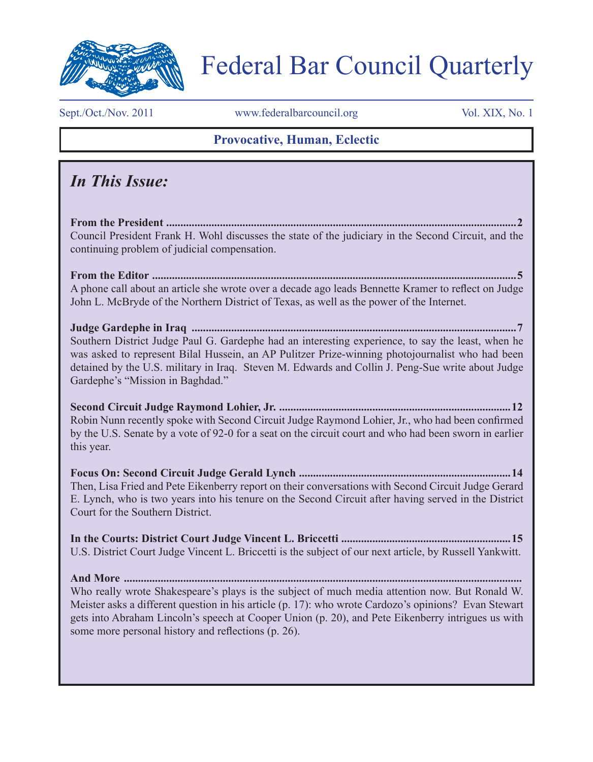# Federal Bar Council Quarterly

Sept./Oct./Nov. 2011 www.federalbarcouncil.org Vol. XIX, No. 1

**Provocative, Human, Eclectic**

## *In This Issue:*

**From the President ........................................................................................................................2**
Council President Frank H. Wohl discusses the state of the judiciary in the Second Circuit, and the continuing problem of judicial compensation.

**From the Editor ..............................................................................................................................5**
A phone call about an article she wrote over a decade ago leads Bennette Kramer to reflect on Judge John L. McBryde of the Northern District of Texas, as well as the power of the Internet.

**Judge Gardephe in Iraq ..................................................................................................................7**
Southern District Judge Paul G. Gardephe had an interesting experience, to say the least, when he was asked to represent Bilal Hussein, an AP Pulitzer Prize-winning photojournalist who had been detained by the U.S. military in Iraq. Steven M. Edwards and Collin J. Peng-Sue write about Judge Gardephe's "Mission in Baghdad."

**Second Circuit Judge Raymond Lohier, Jr. .................................................................................12**
Robin Nunn recently spoke with Second Circuit Judge Raymond Lohier, Jr., who had been confirmed by the U.S. Senate by a vote of 92-0 for a seat on the circuit court and who had been sworn in earlier this year.

**Focus On: Second Circuit Judge Gerald Lynch ..........................................................................14**
Then, Lisa Fried and Pete Eikenberry report on their conversations with Second Circuit Judge Gerard E. Lynch, who is two years into his tenure on the Second Circuit after having served in the District Court for the Southern District.

**In the Courts: District Court Judge Vincent L. Briccetti ...........................................................15**
U.S. District Court Judge Vincent L. Briccetti is the subject of our next article, by Russell Yankwitt.

**And More ..........................................................................................................................................**
Who really wrote Shakespeare's plays is the subject of much media attention now. But Ronald W. Meister asks a different question in his article (p. 17): who wrote Cardozo's opinions? Evan Stewart gets into Abraham Lincoln's speech at Cooper Union (p. 20), and Pete Eikenberry intrigues us with some more personal history and reflections (p. 26).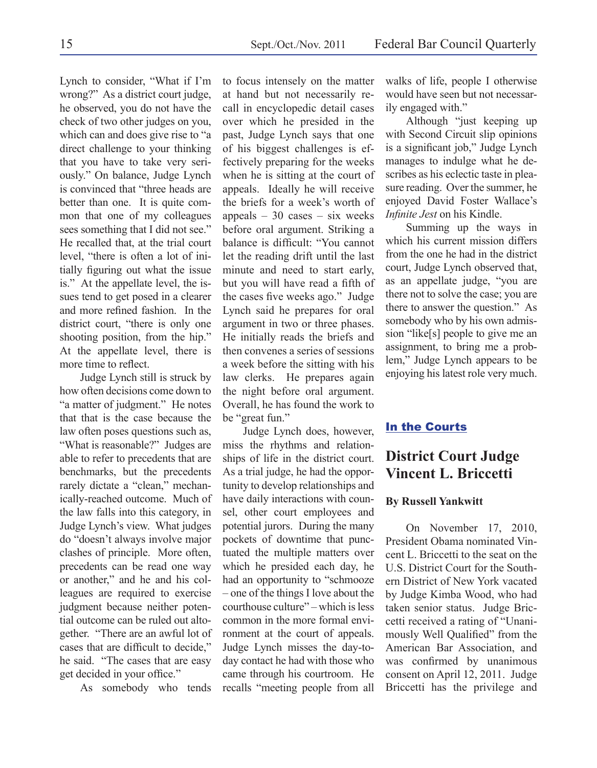Lynch to consider, "What if I'm wrong?" As a district court judge, he observed, you do not have the check of two other judges on you, which can and does give rise to "a direct challenge to your thinking that you have to take very seriously." On balance, Judge Lynch is convinced that "three heads are better than one. It is quite common that one of my colleagues sees something that I did not see." He recalled that, at the trial court level, "there is often a lot of initially figuring out what the issue is." At the appellate level, the issues tend to get posed in a clearer and more refined fashion. In the district court, "there is only one shooting position, from the hip." At the appellate level, there is more time to reflect.

Judge Lynch still is struck by how often decisions come down to "a matter of judgment." He notes that that is the case because the law often poses questions such as, "What is reasonable?" Judges are able to refer to precedents that are benchmarks, but the precedents rarely dictate a "clean," mechanically-reached outcome. Much of the law falls into this category, in Judge Lynch's view. What judges do "doesn't always involve major clashes of principle. More often, precedents can be read one way or another," and he and his colleagues are required to exercise judgment because neither potential outcome can be ruled out altogether. "There are an awful lot of cases that are difficult to decide," he said. "The cases that are easy get decided in your office."

As somebody who tends to focus intensely on the matter at hand but not necessarily recall in encyclopedic detail cases over which he presided in the past, Judge Lynch says that one of his biggest challenges is effectively preparing for the weeks when he is sitting at the court of appeals. Ideally he will receive the briefs for a week's worth of appeals – 30 cases – six weeks before oral argument. Striking a balance is difficult: "You cannot let the reading drift until the last minute and need to start early, but you will have read a fifth of the cases five weeks ago." Judge Lynch said he prepares for oral argument in two or three phases. He initially reads the briefs and then convenes a series of sessions a week before the sitting with his law clerks. He prepares again the night before oral argument. Overall, he has found the work to be "great fun."

Judge Lynch does, however, miss the rhythms and relationships of life in the district court. As a trial judge, he had the opportunity to develop relationships and have daily interactions with counsel, other court employees and potential jurors. During the many pockets of downtime that punctuated the multiple matters over which he presided each day, he had an opportunity to "schmooze – one of the things I love about the courthouse culture" – which is less common in the more formal environment at the court of appeals. Judge Lynch misses the day-to-day contact he had with those who came through his courtroom. He recalls "meeting people from all walks of life, people I otherwise would have seen but not necessarily engaged with."

Although "just keeping up with Second Circuit slip opinions is a significant job," Judge Lynch manages to indulge what he describes as his eclectic taste in pleasure reading. Over the summer, he enjoyed David Foster Wallace's *Infinite Jest* on his Kindle.

Summing up the ways in which his current mission differs from the one he had in the district court, Judge Lynch observed that, as an appellate judge, "you are there not to solve the case; you are there to answer the question." As somebody who by his own admission "like[s] people to give me an assignment, to bring me a problem," Judge Lynch appears to be enjoying his latest role very much.

**In the Courts**

## District Court Judge Vincent L. Briccetti

**By Russell Yankwitt**

On November 17, 2010, President Obama nominated Vincent L. Briccetti to the seat on the U.S. District Court for the Southern District of New York vacated by Judge Kimba Wood, who had taken senior status. Judge Briccetti received a rating of "Unanimously Well Qualified" from the American Bar Association, and was confirmed by unanimous consent on April 12, 2011. Judge Briccetti has the privilege and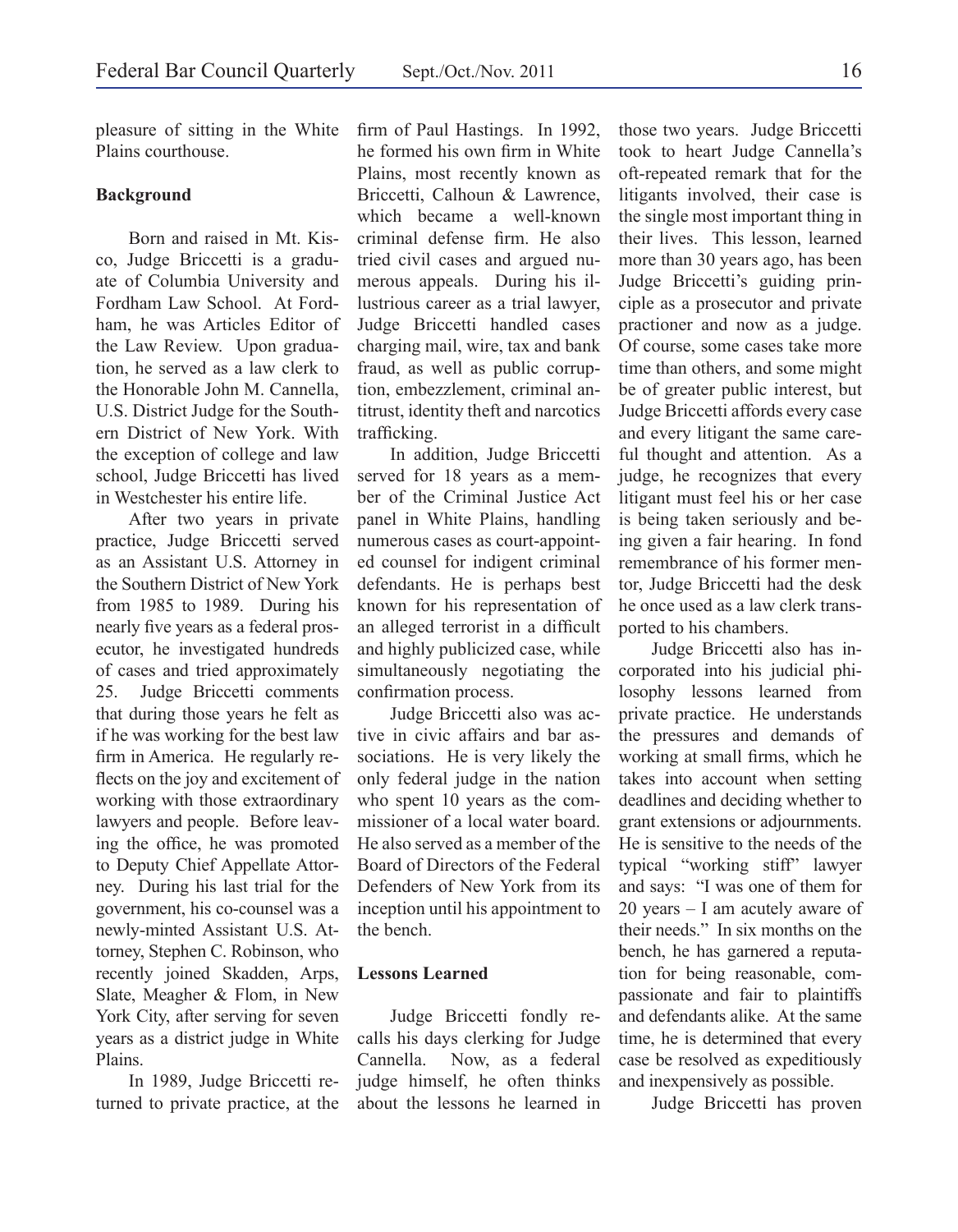pleasure of sitting in the White Plains courthouse.

**Background**

Born and raised in Mt. Kisco, Judge Briccetti is a graduate of Columbia University and Fordham Law School. At Fordham, he was Articles Editor of the Law Review. Upon graduation, he served as a law clerk to the Honorable John M. Cannella, U.S. District Judge for the Southern District of New York. With the exception of college and law school, Judge Briccetti has lived in Westchester his entire life.

After two years in private practice, Judge Briccetti served as an Assistant U.S. Attorney in the Southern District of New York from 1985 to 1989. During his nearly five years as a federal prosecutor, he investigated hundreds of cases and tried approximately 25. Judge Briccetti comments that during those years he felt as if he was working for the best law firm in America. He regularly reflects on the joy and excitement of working with those extraordinary lawyers and people. Before leaving the office, he was promoted to Deputy Chief Appellate Attorney. During his last trial for the government, his co-counsel was a newly-minted Assistant U.S. Attorney, Stephen C. Robinson, who recently joined Skadden, Arps, Slate, Meagher & Flom, in New York City, after serving for seven years as a district judge in White Plains.

In 1989, Judge Briccetti returned to private practice, at the firm of Paul Hastings. In 1992, he formed his own firm in White Plains, most recently known as Briccetti, Calhoun & Lawrence, which became a well-known criminal defense firm. He also tried civil cases and argued numerous appeals. During his illustrious career as a trial lawyer, Judge Briccetti handled cases charging mail, wire, tax and bank fraud, as well as public corruption, embezzlement, criminal antitrust, identity theft and narcotics trafficking.

In addition, Judge Briccetti served for 18 years as a member of the Criminal Justice Act panel in White Plains, handling numerous cases as court-appointed counsel for indigent criminal defendants. He is perhaps best known for his representation of an alleged terrorist in a difficult and highly publicized case, while simultaneously negotiating the confirmation process.

Judge Briccetti also was active in civic affairs and bar associations. He is very likely the only federal judge in the nation who spent 10 years as the commissioner of a local water board. He also served as a member of the Board of Directors of the Federal Defenders of New York from its inception until his appointment to the bench.

**Lessons Learned**

Judge Briccetti fondly recalls his days clerking for Judge Cannella. Now, as a federal judge himself, he often thinks about the lessons he learned in those two years. Judge Briccetti took to heart Judge Cannella's oft-repeated remark that for the litigants involved, their case is the single most important thing in their lives. This lesson, learned more than 30 years ago, has been Judge Briccetti's guiding principle as a prosecutor and private practioner and now as a judge. Of course, some cases take more time than others, and some might be of greater public interest, but Judge Briccetti affords every case and every litigant the same careful thought and attention. As a judge, he recognizes that every litigant must feel his or her case is being taken seriously and being given a fair hearing. In fond remembrance of his former mentor, Judge Briccetti had the desk he once used as a law clerk transported to his chambers.

Judge Briccetti also has incorporated into his judicial philosophy lessons learned from private practice. He understands the pressures and demands of working at small firms, which he takes into account when setting deadlines and deciding whether to grant extensions or adjournments. He is sensitive to the needs of the typical "working stiff" lawyer and says: "I was one of them for 20 years – I am acutely aware of their needs." In six months on the bench, he has garnered a reputation for being reasonable, compassionate and fair to plaintiffs and defendants alike. At the same time, he is determined that every case be resolved as expeditiously and inexpensively as possible.

Judge Briccetti has proven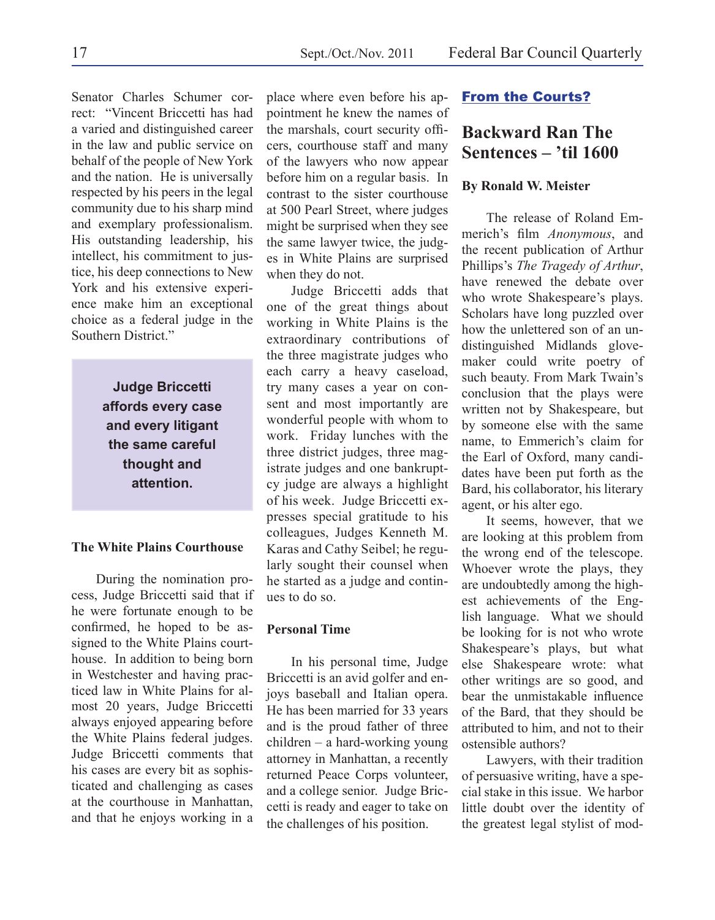Senator Charles Schumer correct: "Vincent Briccetti has had a varied and distinguished career in the law and public service on behalf of the people of New York and the nation. He is universally respected by his peers in the legal community due to his sharp mind and exemplary professionalism. His outstanding leadership, his intellect, his commitment to justice, his deep connections to New York and his extensive experience make him an exceptional choice as a federal judge in the Southern District."

> **Judge Briccetti affords every case and every litigant the same careful thought and attention.**

### The White Plains Courthouse

During the nomination process, Judge Briccetti said that if he were fortunate enough to be confirmed, he hoped to be assigned to the White Plains courthouse. In addition to being born in Westchester and having practiced law in White Plains for almost 20 years, Judge Briccetti always enjoyed appearing before the White Plains federal judges. Judge Briccetti comments that his cases are every bit as sophisticated and challenging as cases at the courthouse in Manhattan, and that he enjoys working in a place where even before his appointment he knew the names of the marshals, court security officers, courthouse staff and many of the lawyers who now appear before him on a regular basis. In contrast to the sister courthouse at 500 Pearl Street, where judges might be surprised when they see the same lawyer twice, the judges in White Plains are surprised when they do not.

Judge Briccetti adds that one of the great things about working in White Plains is the extraordinary contributions of the three magistrate judges who each carry a heavy caseload, try many cases a year on consent and most importantly are wonderful people with whom to work. Friday lunches with the three district judges, three magistrate judges and one bankruptcy judge are always a highlight of his week. Judge Briccetti expresses special gratitude to his colleagues, Judges Kenneth M. Karas and Cathy Seibel; he regularly sought their counsel when he started as a judge and continues to do so.

### Personal Time

In his personal time, Judge Briccetti is an avid golfer and enjoys baseball and Italian opera. He has been married for 33 years and is the proud father of three children – a hard-working young attorney in Manhattan, a recently returned Peace Corps volunteer, and a college senior. Judge Briccetti is ready and eager to take on the challenges of his position.

**From the Courts?**

## Backward Ran The Sentences – 'til 1600

**By Ronald W. Meister**

The release of Roland Emmerich's film *Anonymous*, and the recent publication of Arthur Phillips's *The Tragedy of Arthur*, have renewed the debate over who wrote Shakespeare's plays. Scholars have long puzzled over how the unlettered son of an undistinguished Midlands glovemaker could write poetry of such beauty. From Mark Twain's conclusion that the plays were written not by Shakespeare, but by someone else with the same name, to Emmerich's claim for the Earl of Oxford, many candidates have been put forth as the Bard, his collaborator, his literary agent, or his alter ego.

It seems, however, that we are looking at this problem from the wrong end of the telescope. Whoever wrote the plays, they are undoubtedly among the highest achievements of the English language. What we should be looking for is not who wrote Shakespeare's plays, but what else Shakespeare wrote: what other writings are so good, and bear the unmistakable influence of the Bard, that they should be attributed to him, and not to their ostensible authors?

Lawyers, with their tradition of persuasive writing, have a special stake in this issue. We harbor little doubt over the identity of the greatest legal stylist of mod-